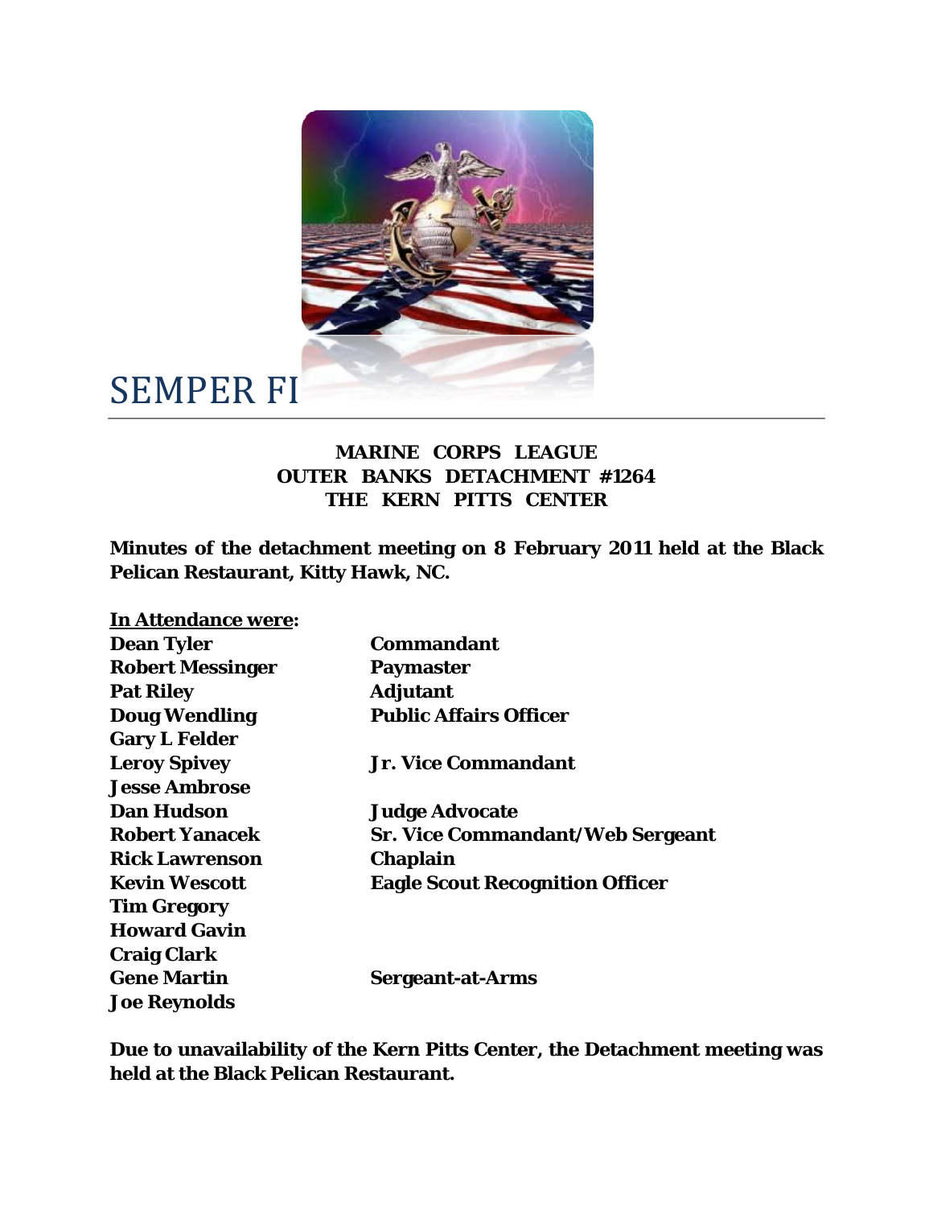# SEMPER FI

**MARINE CORPS LEAGUE**
**OUTER BANKS DETACHMENT #1264**
**THE KERN PITTS CENTER**

**Minutes of the detachment meeting on 8 February 2011 held at the Black Pelican Restaurant, Kitty Hawk, NC.**

**In Attendance were:**

| | |
|---|---|
| **Dean Tyler** | **Commandant** |
| **Robert Messinger** | **Paymaster** |
| **Pat Riley** | **Adjutant** |
| **Doug Wendling** | **Public Affairs Officer** |
| **Gary L Felder** | |
| **Leroy Spivey** | **Jr. Vice Commandant** |
| **Jesse Ambrose** | |
| **Dan Hudson** | **Judge Advocate** |
| **Robert Yanacek** | **Sr. Vice Commandant/Web Sergeant** |
| **Rick Lawrenson** | **Chaplain** |
| **Kevin Wescott** | **Eagle Scout Recognition Officer** |
| **Tim Gregory** | |
| **Howard Gavin** | |
| **Craig Clark** | |
| **Gene Martin** | **Sergeant-at-Arms** |
| **Joe Reynolds** | |

**Due to unavailability of the Kern Pitts Center, the Detachment meeting was held at the Black Pelican Restaurant.**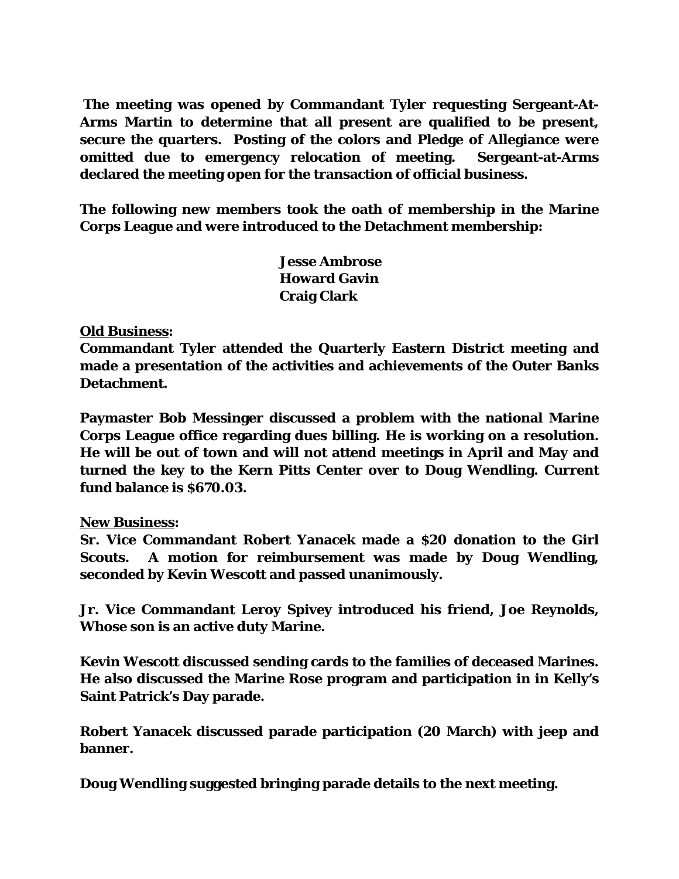**The meeting was opened by Commandant Tyler requesting Sergeant-At-Arms Martin to determine that all present are qualified to be present, secure the quarters. Posting of the colors and Pledge of Allegiance were omitted due to emergency relocation of meeting. Sergeant-at-Arms declared the meeting open for the transaction of official business.**

**The following new members took the oath of membership in the Marine Corps League and were introduced to the Detachment membership:**

**Jesse Ambrose**
**Howard Gavin**
**Craig Clark**

**<u>Old Business</u>:**

**Commandant Tyler attended the Quarterly Eastern District meeting and made a presentation of the activities and achievements of the Outer Banks Detachment.**

**Paymaster Bob Messinger discussed a problem with the national Marine Corps League office regarding dues billing. He is working on a resolution. He will be out of town and will not attend meetings in April and May and turned the key to the Kern Pitts Center over to Doug Wendling. Current fund balance is $670.03.**

**<u>New Business</u>:**

**Sr. Vice Commandant Robert Yanacek made a $20 donation to the Girl Scouts. A motion for reimbursement was made by Doug Wendling, seconded by Kevin Wescott and passed unanimously.**

**Jr. Vice Commandant Leroy Spivey introduced his friend, Joe Reynolds, Whose son is an active duty Marine.**

**Kevin Wescott discussed sending cards to the families of deceased Marines. He also discussed the Marine Rose program and participation in in Kelly's Saint Patrick's Day parade.**

**Robert Yanacek discussed parade participation (20 March) with jeep and banner.**

**Doug Wendling suggested bringing parade details to the next meeting.**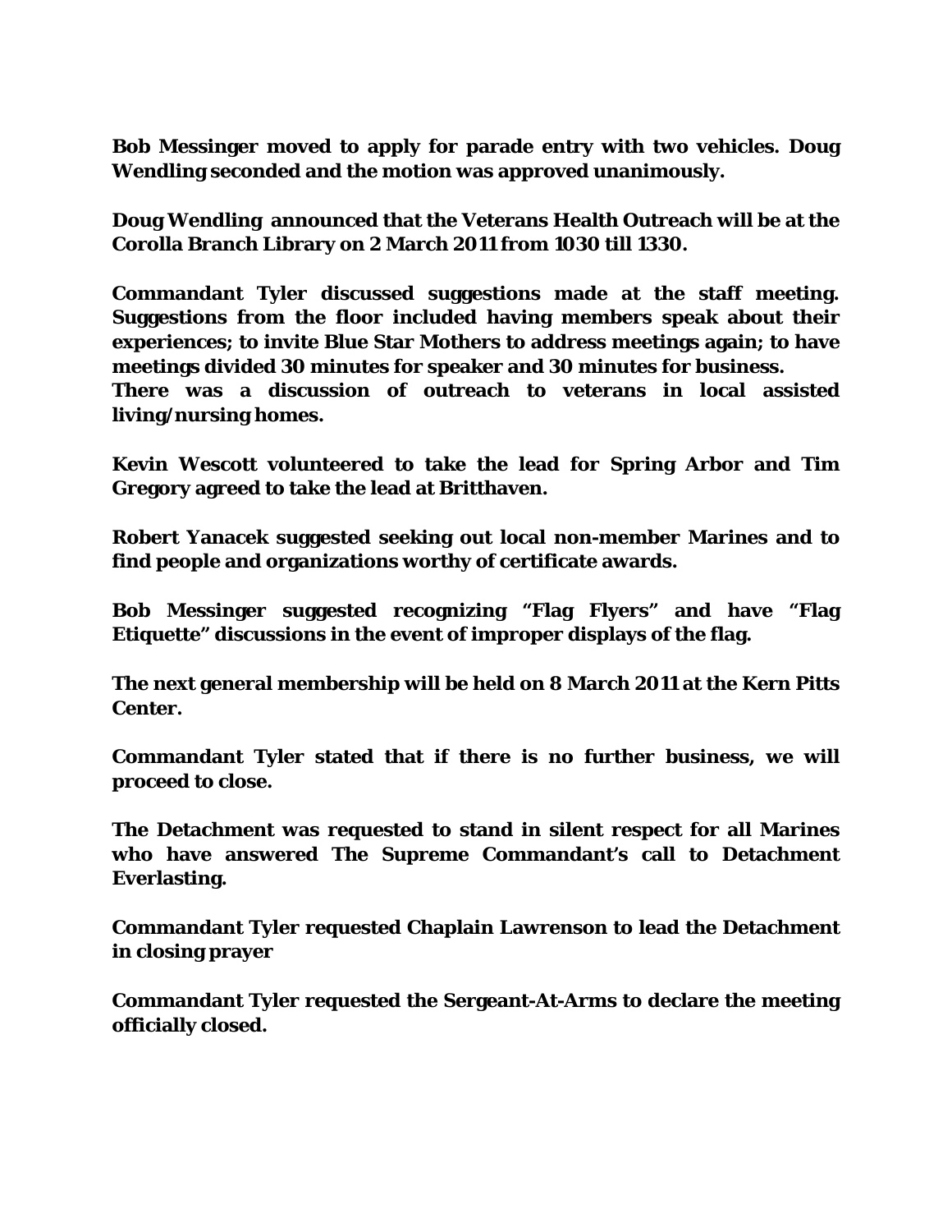**Bob Messinger moved to apply for parade entry with two vehicles. Doug Wendling seconded and the motion was approved unanimously.**

**Doug Wendling announced that the Veterans Health Outreach will be at the Corolla Branch Library on 2 March 2011 from 1030 till 1330.**

**Commandant Tyler discussed suggestions made at the staff meeting. Suggestions from the floor included having members speak about their experiences; to invite Blue Star Mothers to address meetings again; to have meetings divided 30 minutes for speaker and 30 minutes for business.**
**There was a discussion of outreach to veterans in local assisted living/nursing homes.**

**Kevin Wescott volunteered to take the lead for Spring Arbor and Tim Gregory agreed to take the lead at Britthaven.**

**Robert Yanacek suggested seeking out local non-member Marines and to find people and organizations worthy of certificate awards.**

**Bob Messinger suggested recognizing "Flag Flyers" and have "Flag Etiquette" discussions in the event of improper displays of the flag.**

**The next general membership will be held on 8 March 2011 at the Kern Pitts Center.**

**Commandant Tyler stated that if there is no further business, we will proceed to close.**

**The Detachment was requested to stand in silent respect for all Marines who have answered The Supreme Commandant's call to Detachment Everlasting.**

**Commandant Tyler requested Chaplain Lawrenson to lead the Detachment in closing prayer**

**Commandant Tyler requested the Sergeant-At-Arms to declare the meeting officially closed.**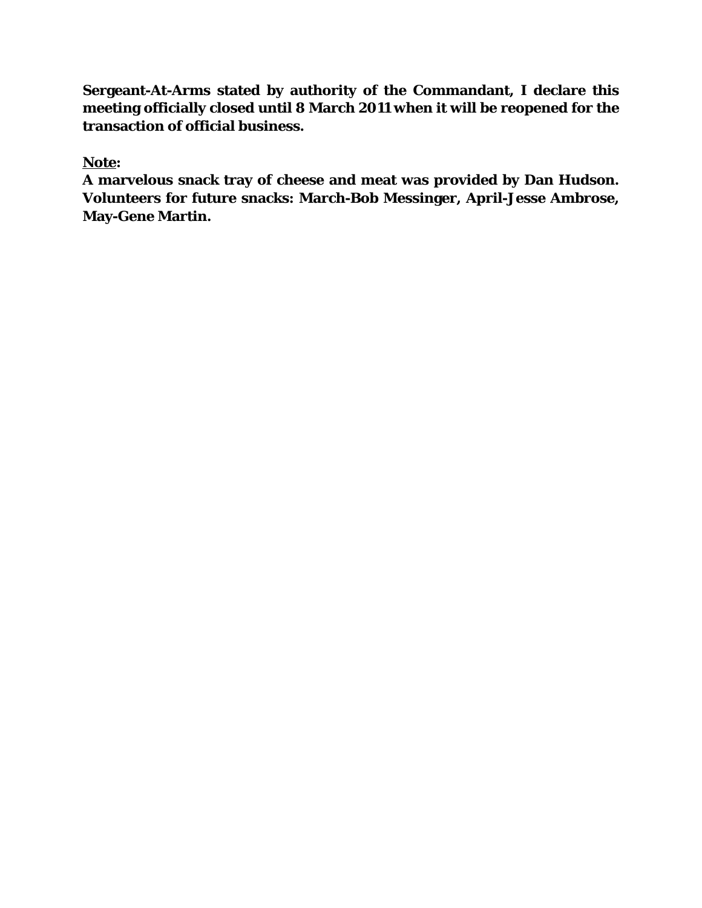**Sergeant-At-Arms stated by authority of the Commandant, I declare this meeting officially closed until 8 March 2011 when it will be reopened for the transaction of official business.**

**Note:**
**A marvelous snack tray of cheese and meat was provided by Dan Hudson. Volunteers for future snacks: March-Bob Messinger, April-Jesse Ambrose, May-Gene Martin.**